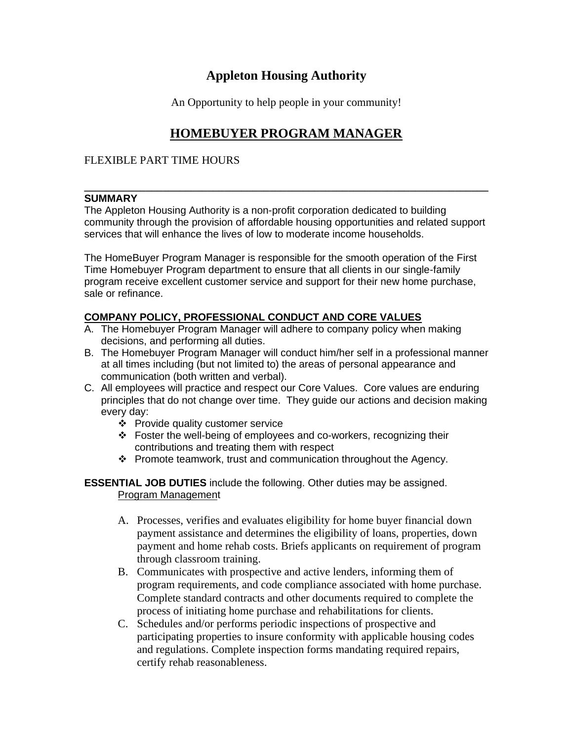# Appleton Housing Authority

An Opportunity to help people in your community!

## HOMEBUYER PROGRAM MANAGER

FLEXIBLE PART TIME HOURS

---

**SUMMARY**

The Appleton Housing Authority is a non-profit corporation dedicated to building community through the provision of affordable housing opportunities and related support services that will enhance the lives of low to moderate income households.

The HomeBuyer Program Manager is responsible for the smooth operation of the First Time Homebuyer Program department to ensure that all clients in our single-family program receive excellent customer service and support for their new home purchase, sale or refinance.

**COMPANY POLICY, PROFESSIONAL CONDUCT AND CORE VALUES**

A. The Homebuyer Program Manager will adhere to company policy when making decisions, and performing all duties.
B. The Homebuyer Program Manager will conduct him/her self in a professional manner at all times including (but not limited to) the areas of personal appearance and communication (both written and verbal).
C. All employees will practice and respect our Core Values. Core values are enduring principles that do not change over time. They guide our actions and decision making every day:
   - Provide quality customer service
   - Foster the well-being of employees and co-workers, recognizing their contributions and treating them with respect
   - Promote teamwork, trust and communication throughout the Agency.

**ESSENTIAL JOB DUTIES** include the following. Other duties may be assigned.

Program Management

A. Processes, verifies and evaluates eligibility for home buyer financial down payment assistance and determines the eligibility of loans, properties, down payment and home rehab costs. Briefs applicants on requirement of program through classroom training.
B. Communicates with prospective and active lenders, informing them of program requirements, and code compliance associated with home purchase. Complete standard contracts and other documents required to complete the process of initiating home purchase and rehabilitations for clients.
C. Schedules and/or performs periodic inspections of prospective and participating properties to insure conformity with applicable housing codes and regulations. Complete inspection forms mandating required repairs, certify rehab reasonableness.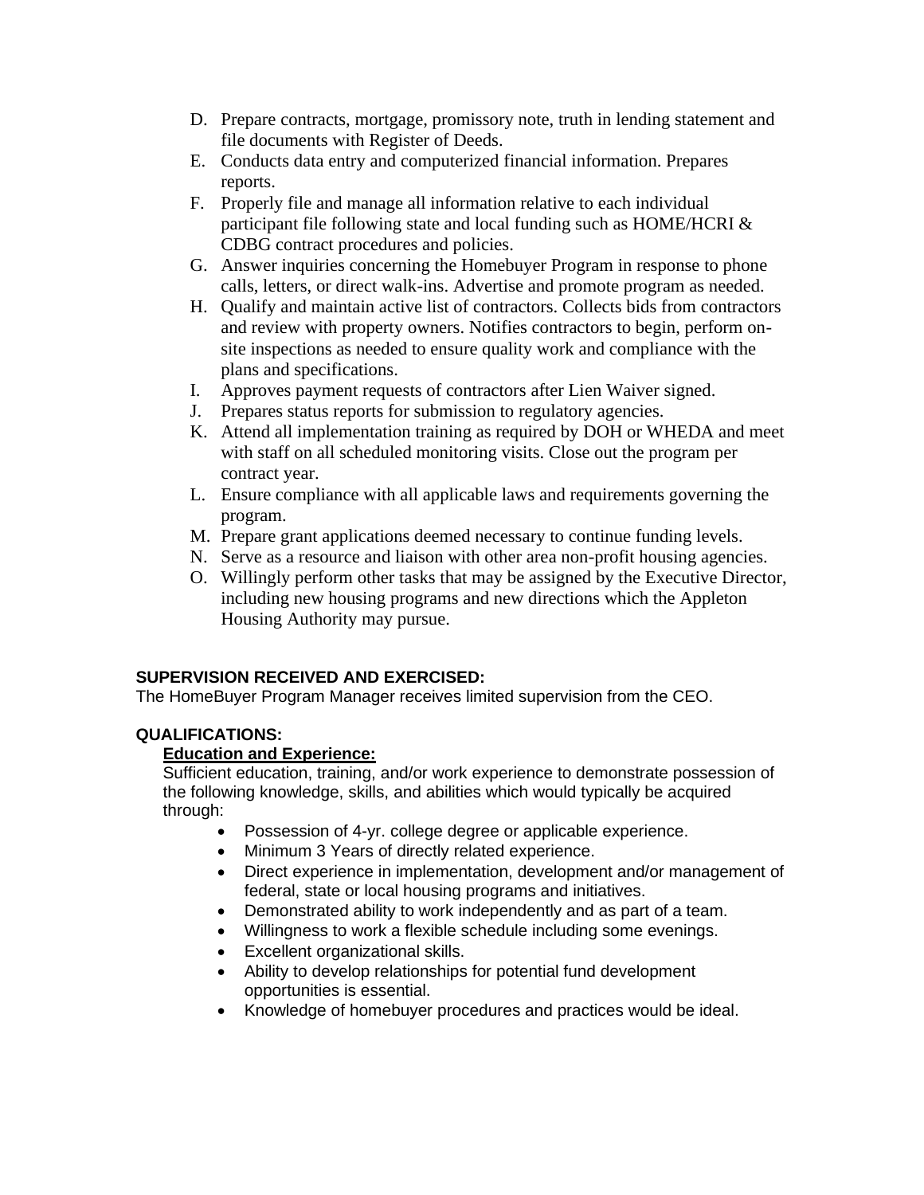D. Prepare contracts, mortgage, promissory note, truth in lending statement and file documents with Register of Deeds.
E. Conducts data entry and computerized financial information. Prepares reports.
F. Properly file and manage all information relative to each individual participant file following state and local funding such as HOME/HCRI & CDBG contract procedures and policies.
G. Answer inquiries concerning the Homebuyer Program in response to phone calls, letters, or direct walk-ins. Advertise and promote program as needed.
H. Qualify and maintain active list of contractors. Collects bids from contractors and review with property owners. Notifies contractors to begin, perform on-site inspections as needed to ensure quality work and compliance with the plans and specifications.
I. Approves payment requests of contractors after Lien Waiver signed.
J. Prepares status reports for submission to regulatory agencies.
K. Attend all implementation training as required by DOH or WHEDA and meet with staff on all scheduled monitoring visits. Close out the program per contract year.
L. Ensure compliance with all applicable laws and requirements governing the program.
M. Prepare grant applications deemed necessary to continue funding levels.
N. Serve as a resource and liaison with other area non-profit housing agencies.
O. Willingly perform other tasks that may be assigned by the Executive Director, including new housing programs and new directions which the Appleton Housing Authority may pursue.

**SUPERVISION RECEIVED AND EXERCISED:**

The HomeBuyer Program Manager receives limited supervision from the CEO.

**QUALIFICATIONS:**

**Education and Experience:**

Sufficient education, training, and/or work experience to demonstrate possession of the following knowledge, skills, and abilities which would typically be acquired through:

- Possession of 4-yr. college degree or applicable experience.
- Minimum 3 Years of directly related experience.
- Direct experience in implementation, development and/or management of federal, state or local housing programs and initiatives.
- Demonstrated ability to work independently and as part of a team.
- Willingness to work a flexible schedule including some evenings.
- Excellent organizational skills.
- Ability to develop relationships for potential fund development opportunities is essential.
- Knowledge of homebuyer procedures and practices would be ideal.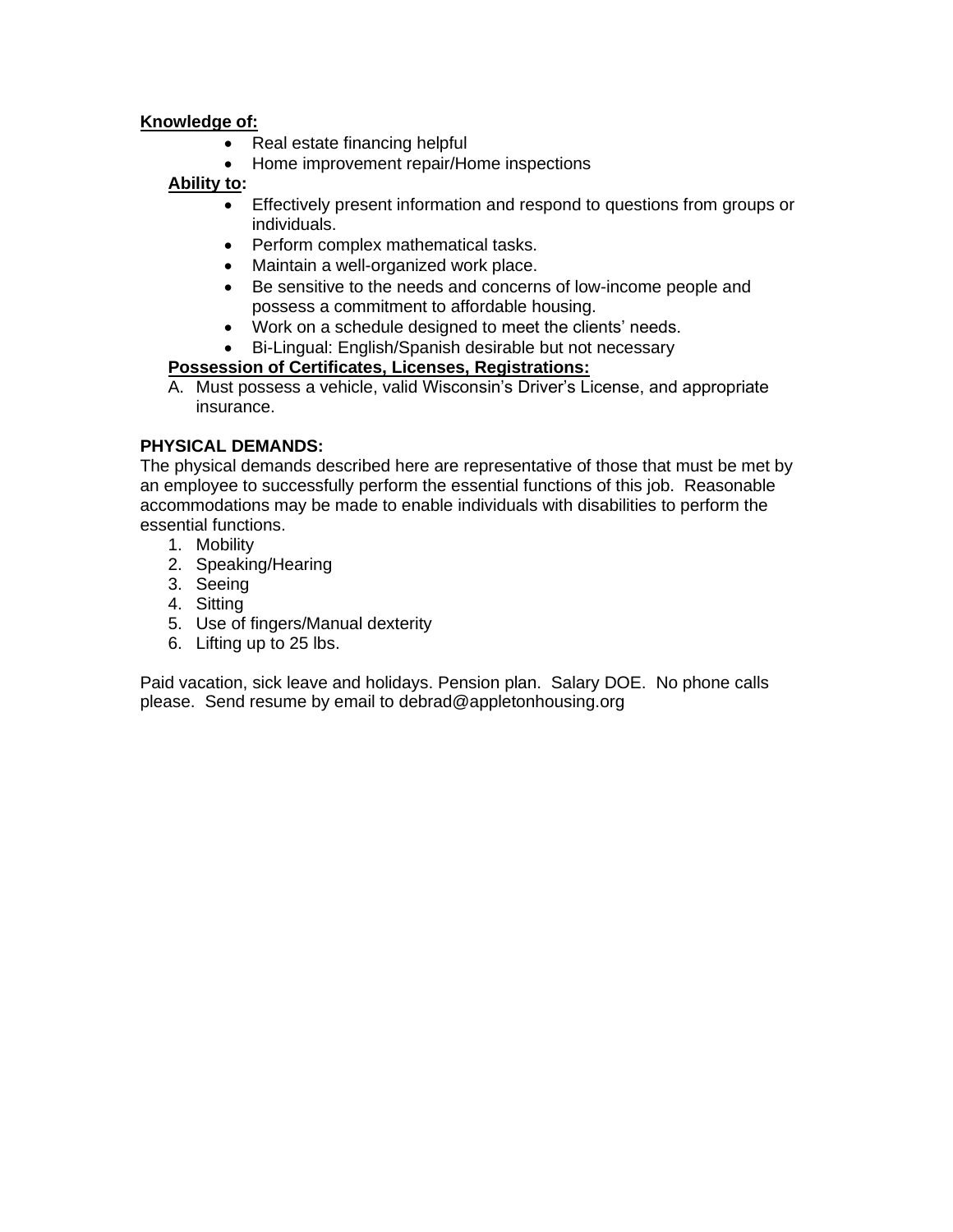**Knowledge of:**

- Real estate financing helpful
- Home improvement repair/Home inspections

**Ability to:**

- Effectively present information and respond to questions from groups or individuals.
- Perform complex mathematical tasks.
- Maintain a well-organized work place.
- Be sensitive to the needs and concerns of low-income people and possess a commitment to affordable housing.
- Work on a schedule designed to meet the clients' needs.
- Bi-Lingual: English/Spanish desirable but not necessary

**Possession of Certificates, Licenses, Registrations:**

A. Must possess a vehicle, valid Wisconsin's Driver's License, and appropriate insurance.

**PHYSICAL DEMANDS:**

The physical demands described here are representative of those that must be met by an employee to successfully perform the essential functions of this job. Reasonable accommodations may be made to enable individuals with disabilities to perform the essential functions.

1. Mobility
2. Speaking/Hearing
3. Seeing
4. Sitting
5. Use of fingers/Manual dexterity
6. Lifting up to 25 lbs.

Paid vacation, sick leave and holidays. Pension plan. Salary DOE. No phone calls please. Send resume by email to debrad@appletonhousing.org